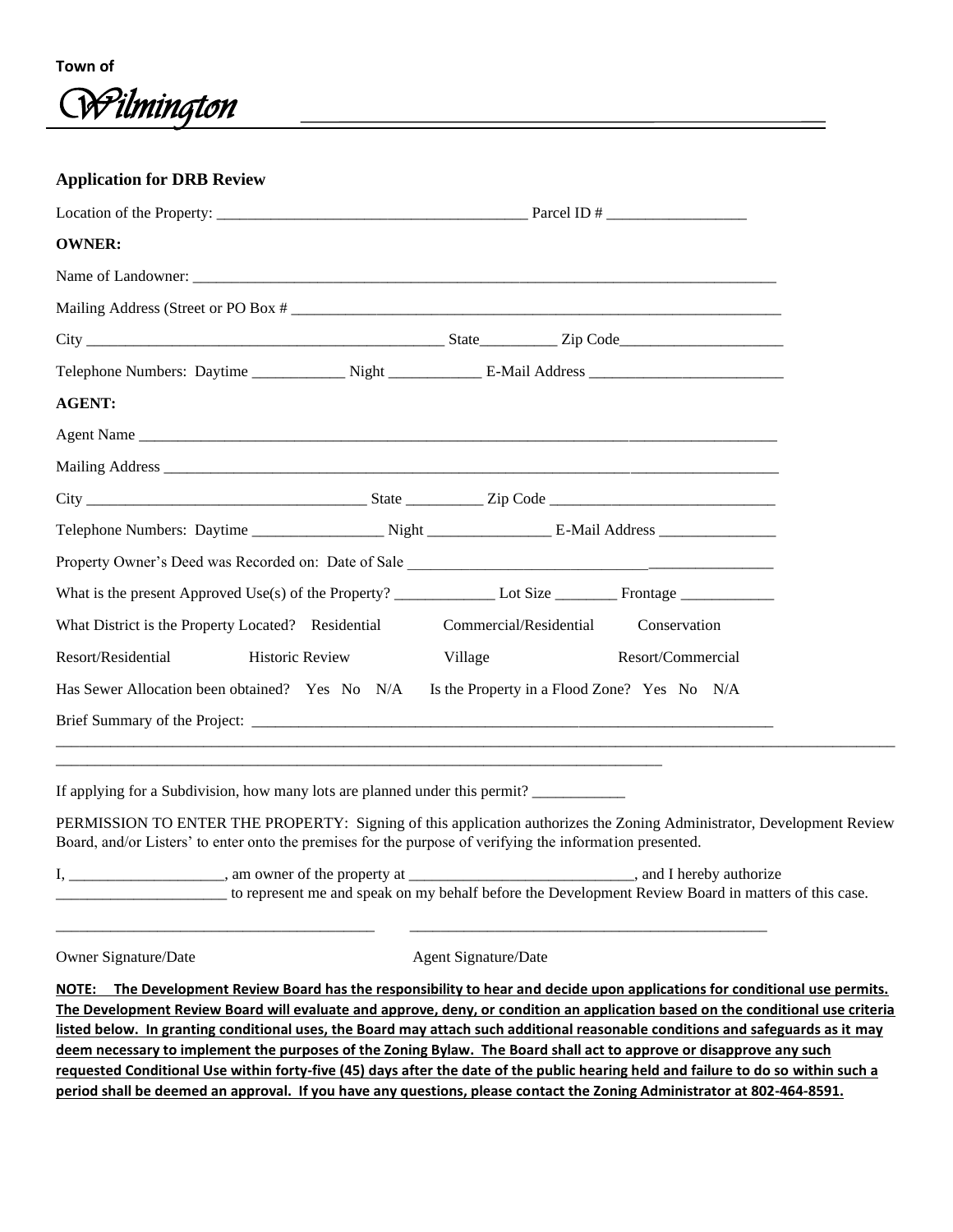Town of

# Wilmington

## Application for DRB Review

Location of the Property: ________________________________________ Parcel ID # __________________

**OWNER:**

Name of Landowner: ________________________________________________________________________________

Mailing Address (Street or PO Box # ________________________________________________________________

City _______________________________________________ State__________ Zip Code_____________________

Telephone Numbers: Daytime ____________ Night ____________ E-Mail Address _________________________

**AGENT:**

Agent Name ______________________________________________________________________________________

Mailing Address ___________________________________________________________________________________

City ____________________________________ State __________ Zip Code _____________________________

Telephone Numbers: Daytime _________________ Night ________________ E-Mail Address _______________

Property Owner's Deed was Recorded on: Date of Sale ________________________________________________

What is the present Approved Use(s) of the Property? _____________ Lot Size ________ Frontage ____________

What District is the Property Located? Residential Commercial/Residential Conservation

Resort/Residential Historic Review Village Resort/Commercial

Has Sewer Allocation been obtained? Yes No N/A Is the Property in a Flood Zone? Yes No N/A

Brief Summary of the Project: ______________________________________________________________________

____________________________________________________________________________________________________________

_________________________________________________________________________________

If applying for a Subdivision, how many lots are planned under this permit? ____________

PERMISSION TO ENTER THE PROPERTY: Signing of this application authorizes the Zoning Administrator, Development Review Board, and/or Listers' to enter onto the premises for the purpose of verifying the information presented.

I, ____________________, am owner of the property at _____________________________, and I hereby authorize ______________________ to represent me and speak on my behalf before the Development Review Board in matters of this case.

_________________________________________ _______________________________________________

Owner Signature/Date Agent Signature/Date

**NOTE: The Development Review Board has the responsibility to hear and decide upon applications for conditional use permits. The Development Review Board will evaluate and approve, deny, or condition an application based on the conditional use criteria listed below. In granting conditional uses, the Board may attach such additional reasonable conditions and safeguards as it may deem necessary to implement the purposes of the Zoning Bylaw. The Board shall act to approve or disapprove any such requested Conditional Use within forty-five (45) days after the date of the public hearing held and failure to do so within such a period shall be deemed an approval. If you have any questions, please contact the Zoning Administrator at 802-464-8591.**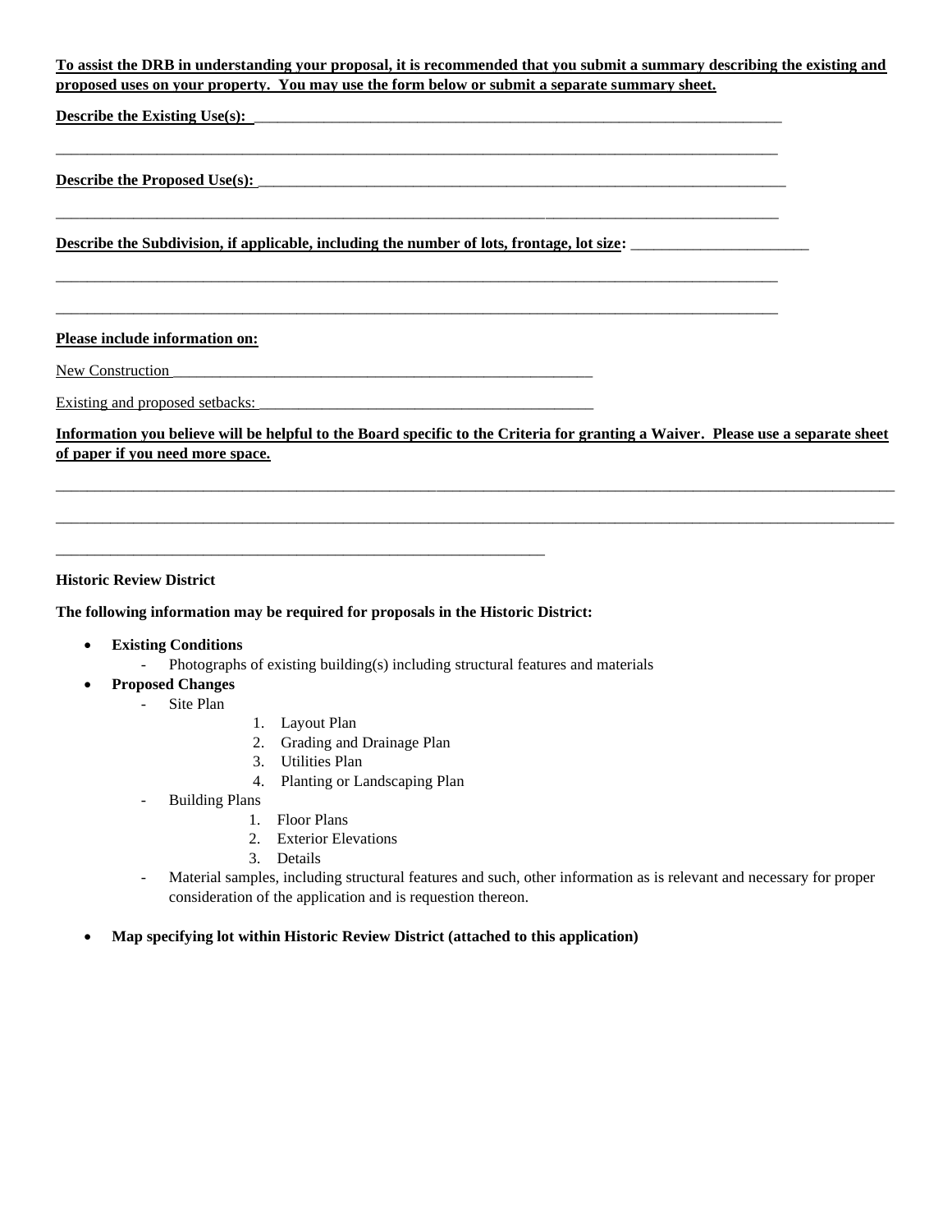**To assist the DRB in understanding your proposal, it is recommended that you submit a summary describing the existing and proposed uses on your property. You may use the form below or submit a separate summary sheet.**

**Describe the Existing Use(s):** ___________________________________________________________________________

___________________________________________________________________________________________________

**Describe the Proposed Use(s):** ___________________________________________________________________________

___________________________________________________________________________________________________

**Describe the Subdivision, if applicable, including the number of lots, frontage, lot size:** _______________________

___________________________________________________________________________________________________

___________________________________________________________________________________________________

**Please include information on:**

New Construction ___________________________________________________________

Existing and proposed setbacks: _______________________________________________

**Information you believe will be helpful to the Board specific to the Criteria for granting a Waiver. Please use a separate sheet of paper if you need more space.**

_____________________________________________________________________________________________________________________

_____________________________________________________________________________________________________________________

_________________________________________________________________

**Historic Review District**

**The following information may be required for proposals in the Historic District:**

- **Existing Conditions**
  - Photographs of existing building(s) including structural features and materials
- **Proposed Changes**
  - Site Plan
    1. Layout Plan
    2. Grading and Drainage Plan
    3. Utilities Plan
    4. Planting or Landscaping Plan
  - Building Plans
    1. Floor Plans
    2. Exterior Elevations
    3. Details
  - Material samples, including structural features and such, other information as is relevant and necessary for proper consideration of the application and is requestion thereon.
- **Map specifying lot within Historic Review District (attached to this application)**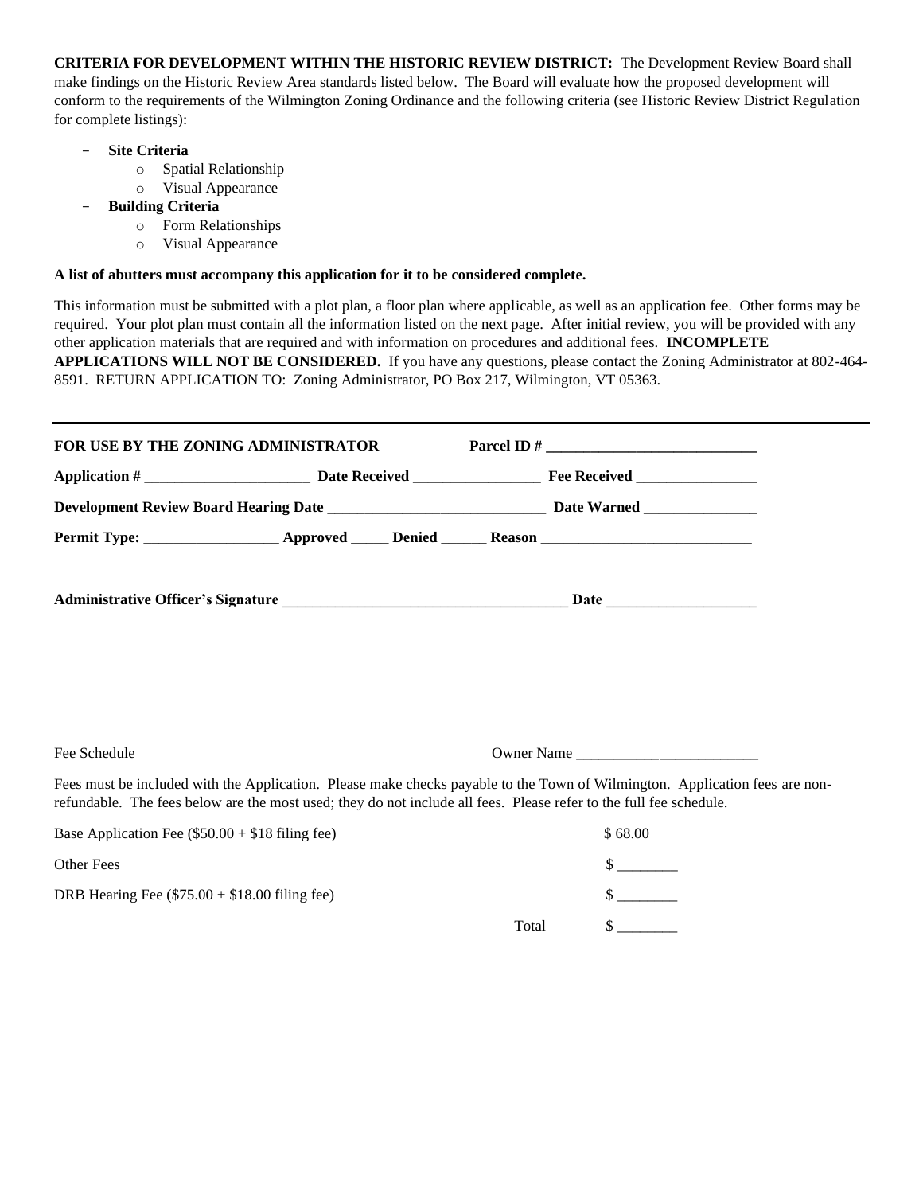**CRITERIA FOR DEVELOPMENT WITHIN THE HISTORIC REVIEW DISTRICT:** The Development Review Board shall make findings on the Historic Review Area standards listed below. The Board will evaluate how the proposed development will conform to the requirements of the Wilmington Zoning Ordinance and the following criteria (see Historic Review District Regulation for complete listings):

- **Site Criteria**
  - Spatial Relationship
  - Visual Appearance
- **Building Criteria**
  - Form Relationships
  - Visual Appearance

**A list of abutters must accompany this application for it to be considered complete.**

This information must be submitted with a plot plan, a floor plan where applicable, as well as an application fee. Other forms may be required. Your plot plan must contain all the information listed on the next page. After initial review, you will be provided with any other application materials that are required and with information on procedures and additional fees. **INCOMPLETE APPLICATIONS WILL NOT BE CONSIDERED.** If you have any questions, please contact the Zoning Administrator at 802-464-8591. RETURN APPLICATION TO: Zoning Administrator, PO Box 217, Wilmington, VT 05363.

---

**FOR USE BY THE ZONING ADMINISTRATOR** **Parcel ID # ____________________________**

**Application # ______________________ Date Received ________________ Fee Received ________________**

**Development Review Board Hearing Date _____________________________ Date Warned _______________**

**Permit Type: __________________ Approved _____ Denied ______ Reason ____________________________**

**Administrative Officer's Signature ______________________________________ Date ____________________**

Fee Schedule Owner Name ________________________

Fees must be included with the Application. Please make checks payable to the Town of Wilmington. Application fees are non-refundable. The fees below are the most used; they do not include all fees. Please refer to the full fee schedule.

| | |
|---|---|
| Base Application Fee ($50.00 + $18 filing fee) | $ 68.00 |
| Other Fees | $ ________ |
| DRB Hearing Fee ($75.00 + $18.00 filing fee) | $ ________ |
| Total | $ ________ |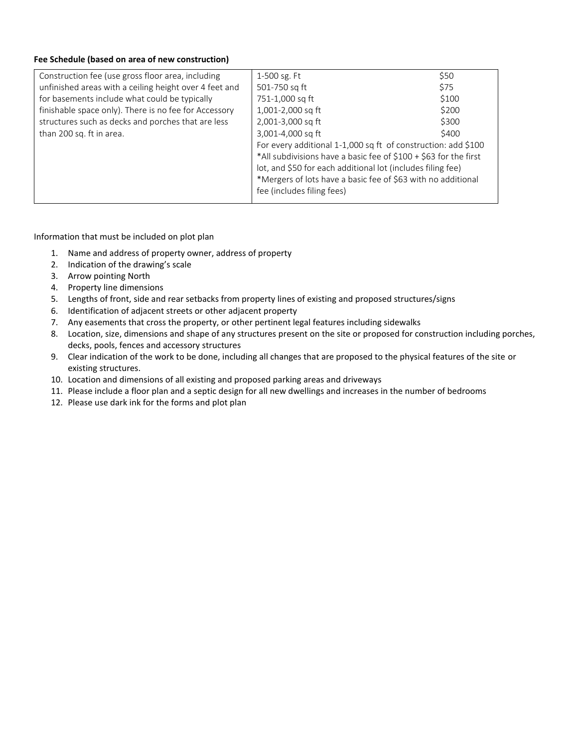**Fee Schedule (based on area of new construction)**

| | | |
|---|---|---|
| Construction fee (use gross floor area, including unfinished areas with a ceiling height over 4 feet and for basements include what could be typically finishable space only). There is no fee for Accessory structures such as decks and porches that are less than 200 sq. ft in area. | 1-500 sg. Ft | $50 |
| | 501-750 sq ft | $75 |
| | 751-1,000 sq ft | $100 |
| | 1,001-2,000 sq ft | $200 |
| | 2,001-3,000 sq ft | $300 |
| | 3,001-4,000 sq ft | $400 |
| | For every additional 1-1,000 sq ft of construction: add $100 | |
| | *All subdivisions have a basic fee of $100 + $63 for the first lot, and $50 for each additional lot (includes filing fee) | |
| | *Mergers of lots have a basic fee of $63 with no additional fee (includes filing fees) | |

Information that must be included on plot plan

1. Name and address of property owner, address of property
2. Indication of the drawing's scale
3. Arrow pointing North
4. Property line dimensions
5. Lengths of front, side and rear setbacks from property lines of existing and proposed structures/signs
6. Identification of adjacent streets or other adjacent property
7. Any easements that cross the property, or other pertinent legal features including sidewalks
8. Location, size, dimensions and shape of any structures present on the site or proposed for construction including porches, decks, pools, fences and accessory structures
9. Clear indication of the work to be done, including all changes that are proposed to the physical features of the site or existing structures.
10. Location and dimensions of all existing and proposed parking areas and driveways
11. Please include a floor plan and a septic design for all new dwellings and increases in the number of bedrooms
12. Please use dark ink for the forms and plot plan